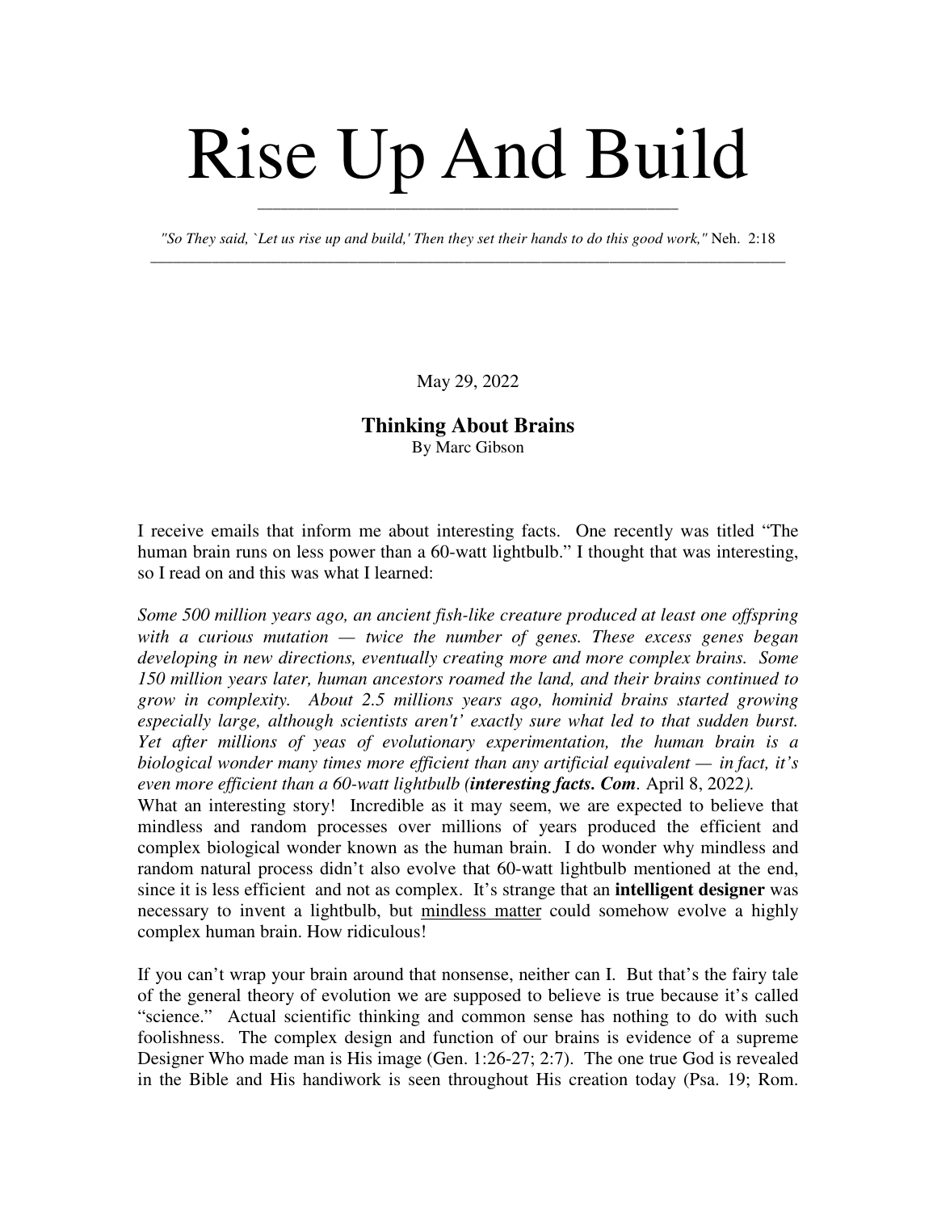# Rise Up And Build

*"So They said, `Let us rise up and build,' Then they set their hands to do this good work,"* Neh. 2:18

May 29, 2022

### Thinking About Brains

By Marc Gibson

I receive emails that inform me about interesting facts. One recently was titled "The human brain runs on less power than a 60-watt lightbulb." I thought that was interesting, so I read on and this was what I learned:

*Some 500 million years ago, an ancient fish-like creature produced at least one offspring with a curious mutation — twice the number of genes. These excess genes began developing in new directions, eventually creating more and more complex brains. Some 150 million years later, human ancestors roamed the land, and their brains continued to grow in complexity. About 2.5 millions years ago, hominid brains started growing especially large, although scientists aren't' exactly sure what led to that sudden burst. Yet after millions of yeas of evolutionary experimentation, the human brain is a biological wonder many times more efficient than any artificial equivalent — in fact, it's even more efficient than a 60-watt lightbulb (**interesting facts. Com**. April 8, 2022).*

What an interesting story! Incredible as it may seem, we are expected to believe that mindless and random processes over millions of years produced the efficient and complex biological wonder known as the human brain. I do wonder why mindless and random natural process didn't also evolve that 60-watt lightbulb mentioned at the end, since it is less efficient and not as complex. It's strange that an **intelligent designer** was necessary to invent a lightbulb, but <u>mindless matter</u> could somehow evolve a highly complex human brain. How ridiculous!

If you can't wrap your brain around that nonsense, neither can I. But that's the fairy tale of the general theory of evolution we are supposed to believe is true because it's called "science." Actual scientific thinking and common sense has nothing to do with such foolishness. The complex design and function of our brains is evidence of a supreme Designer Who made man is His image (Gen. 1:26-27; 2:7). The one true God is revealed in the Bible and His handiwork is seen throughout His creation today (Psa. 19; Rom.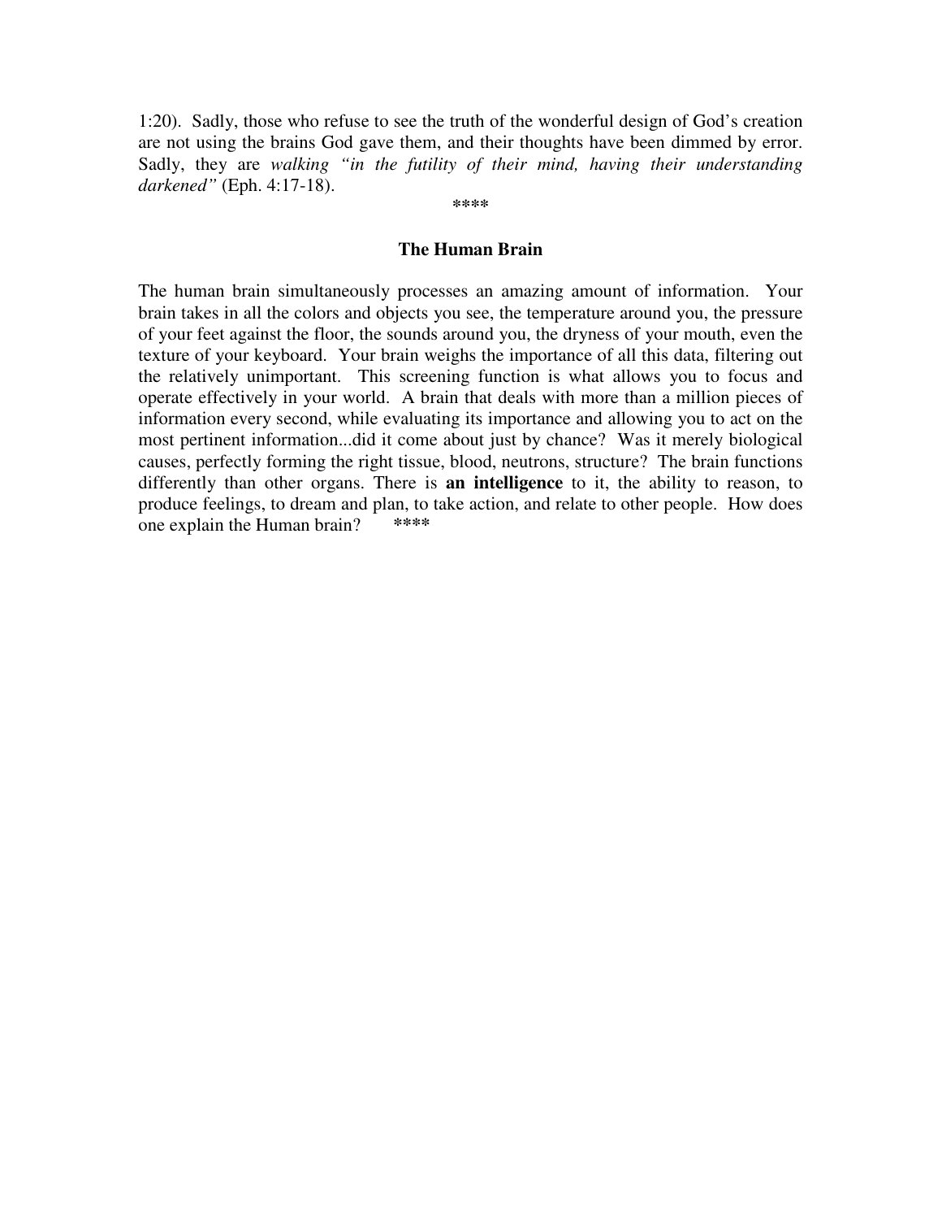1:20). Sadly, those who refuse to see the truth of the wonderful design of God's creation are not using the brains God gave them, and their thoughts have been dimmed by error. Sadly, they are *walking "in the futility of their mind, having their understanding darkened"* (Eph. 4:17-18).

****

### The Human Brain

The human brain simultaneously processes an amazing amount of information. Your brain takes in all the colors and objects you see, the temperature around you, the pressure of your feet against the floor, the sounds around you, the dryness of your mouth, even the texture of your keyboard. Your brain weighs the importance of all this data, filtering out the relatively unimportant. This screening function is what allows you to focus and operate effectively in your world. A brain that deals with more than a million pieces of information every second, while evaluating its importance and allowing you to act on the most pertinent information...did it come about just by chance? Was it merely biological causes, perfectly forming the right tissue, blood, neutrons, structure? The brain functions differently than other organs. There is **an intelligence** to it, the ability to reason, to produce feelings, to dream and plan, to take action, and relate to other people. How does one explain the Human brain? ****